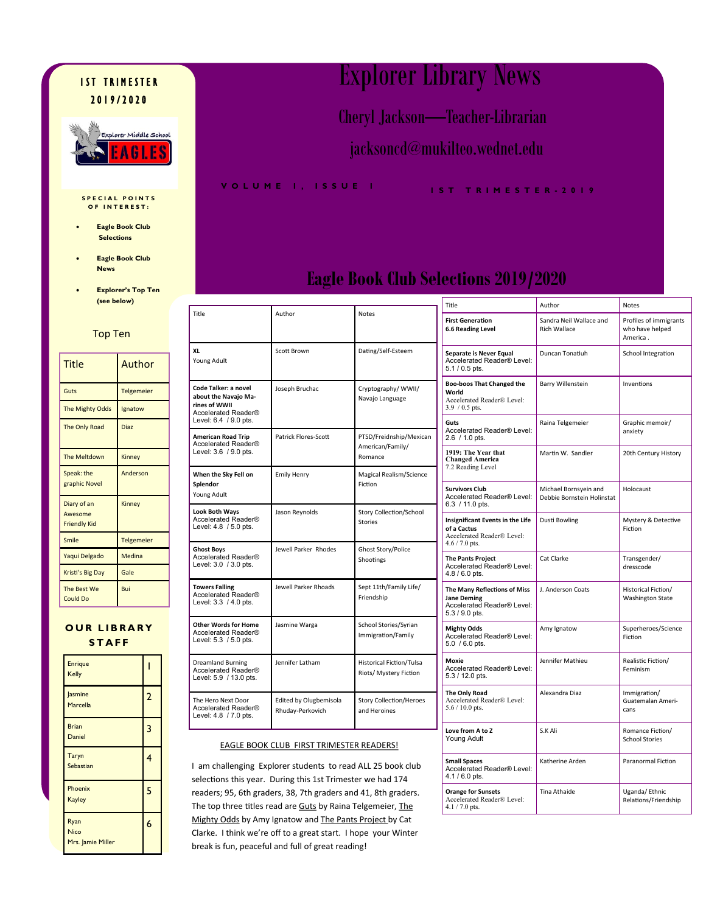# Explorer Library News

## Cheryl Jackson—Teacher-Librarian

jacksoncd@mukilteo.wednet.edu

VOLUME 1, ISSUE 1

1ST TRIMESTER-2019

1ST TRIMESTER 2019/2020

**SPECIAL POINTS OF INTEREST:**

- **Eagle Book Club Selections**
- **Eagle Book Club News**
- **Explorer's Top Ten (see below)**

### Top Ten

| Title | Author |
|---|---|
| Guts | Telgemeier |
| The Mighty Odds | Ignatow |
| The Only Road | Diaz |
| The Meltdown | Kinney |
| Speak: the graphic Novel | Anderson |
| Diary of an Awesome Friendly Kid | Kinney |
| Smile | Telgemeier |
| Yaqui Delgado | Medina |
| Kristi's Big Day | Gale |
| The Best We Could Do | Bui |

### OUR LIBRARY STAFF

| | |
|---|---|
| Enrique Kelly | 1 |
| Jasmine Marcella | 2 |
| Brian Daniel | 3 |
| Taryn Sebastian | 4 |
| Phoenix Kayley | 5 |
| Ryan Nico Mrs. Jamie Miller | 6 |

## Eagle Book Club Selections 2019/2020

| Title | Author | Notes |
|---|---|---|
| **XL** Young Adult | Scott Brown | Dating/Self-Esteem |
| **Code Talker: a novel about the Navajo Marines of WWII** Accelerated Reader® Level: 6.4 / 9.0 pts. | Joseph Bruchac | Cryptography/ WWII/ Navajo Language |
| **American Road Trip** Accelerated Reader® Level: 3.6 / 9.0 pts. | Patrick Flores-Scott | PTSD/Freidnship/Mexican American/Family/ Romance |
| **When the Sky Fell on Splendor** Young Adult | Emily Henry | Magical Realism/Science Fiction |
| **Look Both Ways** Accelerated Reader® Level: 4.8 / 5.0 pts. | Jason Reynolds | Story Collection/School Stories |
| **Ghost Boys** Accelerated Reader® Level: 3.0 / 3.0 pts. | Jewell Parker Rhodes | Ghost Story/Police Shootings |
| **Towers Falling** Accelerated Reader® Level: 3.3 / 4.0 pts. | Jewell Parker Rhoads | Sept 11th/Family Life/ Friendship |
| **Other Words for Home** Accelerated Reader® Level: 5.3 / 5.0 pts. | Jasmine Warga | School Stories/Syrian Immigration/Family |
| Dreamland Burning Accelerated Reader® Level: 5.9 / 13.0 pts. | Jennifer Latham | Historical Fiction/Tulsa Riots/ Mystery Fiction |
| The Hero Next Door Accelerated Reader® Level: 4.8 / 7.0 pts. | Edited by Olugbemisola Rhuday-Perkovich | Story Collection/Heroes and Heroines |
| **First Generation** 6.6 Reading Level | Sandra Neil Wallace and Rich Wallace | Profiles of immigrants who have helped America . |
| **Separate is Never Equal** Accelerated Reader® Level: 5.1 / 0.5 pts. | Duncan Tonatiuh | School Integration |
| **Boo-boos That Changed the World** Accelerated Reader® Level: 3.9 / 0.5 pts. | Barry Willenstein | Inventions |
| **Guts** Accelerated Reader® Level: 2.6 / 1.0 pts. | Raina Telgemeier | Graphic memoir/ anxiety |
| **1919: The Year that Changed America** 7.2 Reading Level | Martin W. Sandler | 20th Century History |
| **Survivors Club** Accelerated Reader® Level: 6.3 / 11.0 pts. | Michael Bornsyein and Debbie Bornstein Holinstat | Holocaust |
| **Insignificant Events in the Life of a Cactus** Accelerated Reader® Level: 4.6 / 7.0 pts. | Dusti Bowling | Mystery & Detective Fiction |
| **The Pants Project** Accelerated Reader® Level: 4.8 / 6.0 pts. | Cat Clarke | Transgender/ dresscode |
| **The Many Reflections of Miss Jane Deming** Accelerated Reader® Level: 5.3 / 9.0 pts. | J. Anderson Coats | Historical Fiction/ Washington State |
| **Mighty Odds** Accelerated Reader® Level: 5.0 / 6.0 pts. | Amy Ignatow | Superheroes/Science Fiction |
| **Moxie** Accelerated Reader® Level: 5.3 / 12.0 pts. | Jennifer Mathieu | Realistic Fiction/ Feminism |
| **The Only Road** Accelerated Reader® Level: 5.6 / 10.0 pts. | Alexandra Diaz | Immigration/ Guatemalan Americans |
| **Love from A to Z** Young Adult | S.K Ali | Romance Fiction/ School Stories |
| **Small Spaces** Accelerated Reader® Level: 4.1 / 6.0 pts. | Katherine Arden | Paranormal Fiction |
| **Orange for Sunsets** Accelerated Reader® Level: 4.1 / 7.0 pts. | Tina Athaide | Uganda/ Ethnic Relations/Friendship |

### EAGLE BOOK CLUB FIRST TRIMESTER READERS!

I am challenging Explorer students to read ALL 25 book club selections this year. During this 1st Trimester we had 174 readers; 95, 6th graders, 38, 7th graders and 41, 8th graders. The top three titles read are Guts by Raina Telgemeier, The Mighty Odds by Amy Ignatow and The Pants Project by Cat Clarke. I think we're off to a great start. I hope your Winter break is fun, peaceful and full of great reading!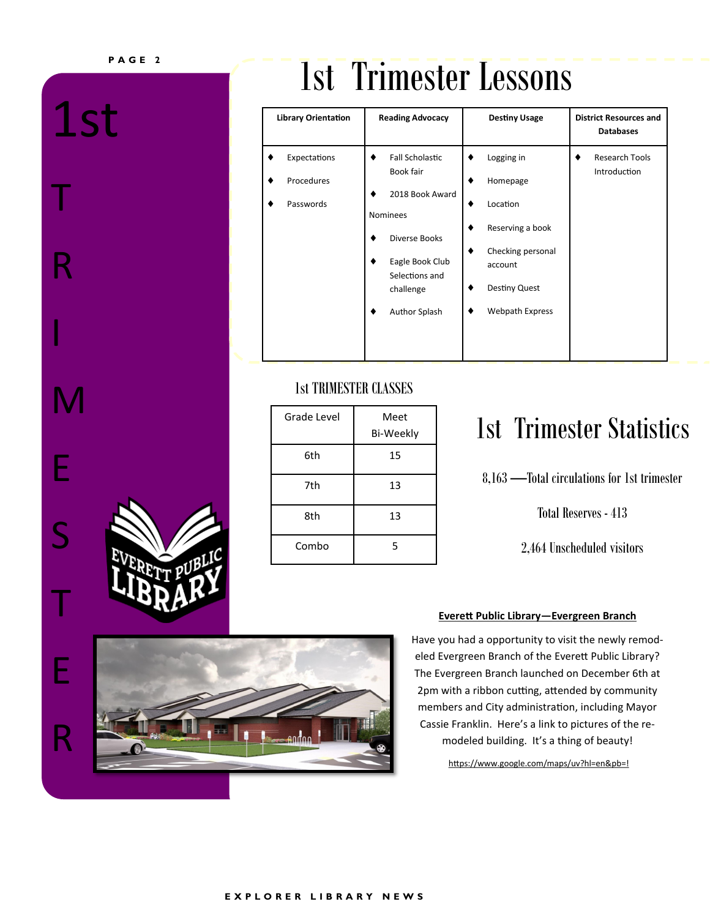1st TRIMESTER

# 1st Trimester Lessons

| Library Orientation | Reading Advocacy | Destiny Usage | District Resources and Databases |
|---|---|---|---|
| ♦ Expectations<br>♦ Procedures<br>♦ Passwords | ♦ Fall Scholastic Book fair<br>♦ 2018 Book Award Nominees<br>♦ Diverse Books<br>♦ Eagle Book Club Selections and challenge<br>♦ Author Splash | ♦ Logging in<br>♦ Homepage<br>♦ Location<br>♦ Reserving a book<br>♦ Checking personal account<br>♦ Destiny Quest<br>♦ Webpath Express | ♦ Research Tools Introduction |

## 1st TRIMESTER CLASSES

| Grade Level | Meet Bi-Weekly |
|---|---|
| 6th | 15 |
| 7th | 13 |
| 8th | 13 |
| Combo | 5 |

## 1st Trimester Statistics

8,163 —Total circulations for 1st trimester

Total Reserves - 413

2,464 Unscheduled visitors

EVERETT PUBLIC LIBRARY

**Everett Public Library—Evergreen Branch**

Have you had a opportunity to visit the newly remodeled Evergreen Branch of the Everett Public Library? The Evergreen Branch launched on December 6th at 2pm with a ribbon cutting, attended by community members and City administration, including Mayor Cassie Franklin. Here's a link to pictures of the remodeled building. It's a thing of beauty!

https://www.google.com/maps/uv?hl=en&pb=!